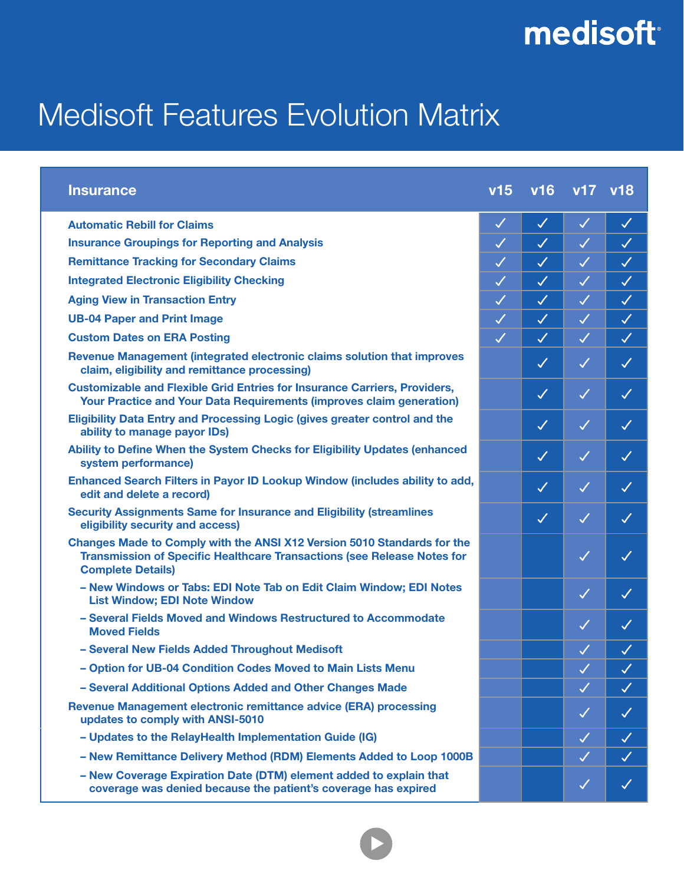medisoft

# Medisoft Features Evolution Matrix

| Insurance | v15 | v16 | v17 | v18 |
|---|---|---|---|---|
| Automatic Rebill for Claims | ✓ | ✓ | ✓ | ✓ |
| Insurance Groupings for Reporting and Analysis | ✓ | ✓ | ✓ | ✓ |
| Remittance Tracking for Secondary Claims | ✓ | ✓ | ✓ | ✓ |
| Integrated Electronic Eligibility Checking | ✓ | ✓ | ✓ | ✓ |
| Aging View in Transaction Entry | ✓ | ✓ | ✓ | ✓ |
| UB-04 Paper and Print Image | ✓ | ✓ | ✓ | ✓ |
| Custom Dates on ERA Posting | ✓ | ✓ | ✓ | ✓ |
| Revenue Management (integrated electronic claims solution that improves claim, eligibility and remittance processing) | | ✓ | ✓ | ✓ |
| Customizable and Flexible Grid Entries for Insurance Carriers, Providers, Your Practice and Your Data Requirements (improves claim generation) | | ✓ | ✓ | ✓ |
| Eligibility Data Entry and Processing Logic (gives greater control and the ability to manage payor IDs) | | ✓ | ✓ | ✓ |
| Ability to Define When the System Checks for Eligibility Updates (enhanced system performance) | | ✓ | ✓ | ✓ |
| Enhanced Search Filters in Payor ID Lookup Window (includes ability to add, edit and delete a record) | | ✓ | ✓ | ✓ |
| Security Assignments Same for Insurance and Eligibility (streamlines eligibility security and access) | | ✓ | ✓ | ✓ |
| Changes Made to Comply with the ANSI X12 Version 5010 Standards for the Transmission of Specific Healthcare Transactions (see Release Notes for Complete Details) | | | ✓ | ✓ |
| – New Windows or Tabs: EDI Note Tab on Edit Claim Window; EDI Notes List Window; EDI Note Window | | | ✓ | ✓ |
| – Several Fields Moved and Windows Restructured to Accommodate Moved Fields | | | ✓ | ✓ |
| – Several New Fields Added Throughout Medisoft | | | ✓ | ✓ |
| – Option for UB-04 Condition Codes Moved to Main Lists Menu | | | ✓ | ✓ |
| – Several Additional Options Added and Other Changes Made | | | ✓ | ✓ |
| Revenue Management electronic remittance advice (ERA) processing updates to comply with ANSI-5010 | | | ✓ | ✓ |
| – Updates to the RelayHealth Implementation Guide (IG) | | | ✓ | ✓ |
| – New Remittance Delivery Method (RDM) Elements Added to Loop 1000B | | | ✓ | ✓ |
| – New Coverage Expiration Date (DTM) element added to explain that coverage was denied because the patient's coverage has expired | | | ✓ | ✓ |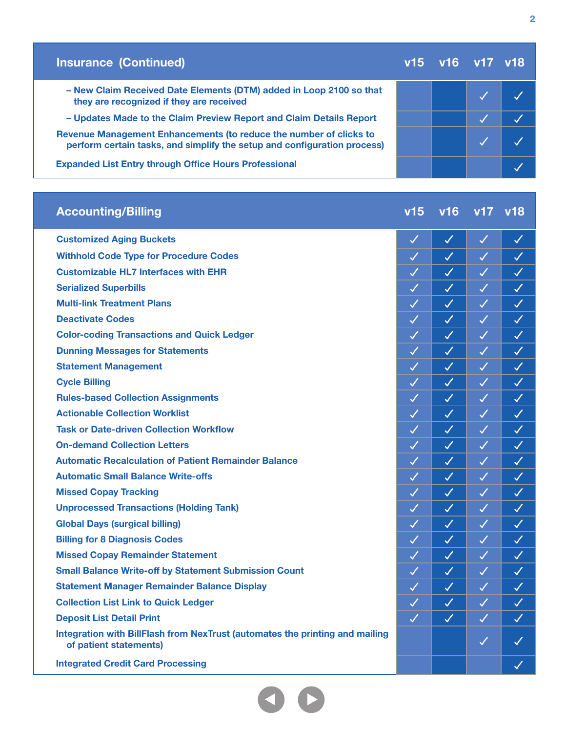| Insurance (Continued) | v15 | v16 | v17 | v18 |
|---|---|---|---|---|
| – New Claim Received Date Elements (DTM) added in Loop 2100 so that they are recognized if they are received | | | ✓ | ✓ |
| – Updates Made to the Claim Preview Report and Claim Details Report | | | ✓ | ✓ |
| Revenue Management Enhancements (to reduce the number of clicks to perform certain tasks, and simplify the setup and configuration process) | | | ✓ | ✓ |
| Expanded List Entry through Office Hours Professional | | | | ✓ |

| Accounting/Billing | v15 | v16 | v17 | v18 |
|---|---|---|---|---|
| Customized Aging Buckets | ✓ | ✓ | ✓ | ✓ |
| Withhold Code Type for Procedure Codes | ✓ | ✓ | ✓ | ✓ |
| Customizable HL7 Interfaces with EHR | ✓ | ✓ | ✓ | ✓ |
| Serialized Superbills | ✓ | ✓ | ✓ | ✓ |
| Multi-link Treatment Plans | ✓ | ✓ | ✓ | ✓ |
| Deactivate Codes | ✓ | ✓ | ✓ | ✓ |
| Color-coding Transactions and Quick Ledger | ✓ | ✓ | ✓ | ✓ |
| Dunning Messages for Statements | ✓ | ✓ | ✓ | ✓ |
| Statement Management | ✓ | ✓ | ✓ | ✓ |
| Cycle Billing | ✓ | ✓ | ✓ | ✓ |
| Rules-based Collection Assignments | ✓ | ✓ | ✓ | ✓ |
| Actionable Collection Worklist | ✓ | ✓ | ✓ | ✓ |
| Task or Date-driven Collection Workflow | ✓ | ✓ | ✓ | ✓ |
| On-demand Collection Letters | ✓ | ✓ | ✓ | ✓ |
| Automatic Recalculation of Patient Remainder Balance | ✓ | ✓ | ✓ | ✓ |
| Automatic Small Balance Write-offs | ✓ | ✓ | ✓ | ✓ |
| Missed Copay Tracking | ✓ | ✓ | ✓ | ✓ |
| Unprocessed Transactions (Holding Tank) | ✓ | ✓ | ✓ | ✓ |
| Global Days (surgical billing) | ✓ | ✓ | ✓ | ✓ |
| Billing for 8 Diagnosis Codes | ✓ | ✓ | ✓ | ✓ |
| Missed Copay Remainder Statement | ✓ | ✓ | ✓ | ✓ |
| Small Balance Write-off by Statement Submission Count | ✓ | ✓ | ✓ | ✓ |
| Statement Manager Remainder Balance Display | ✓ | ✓ | ✓ | ✓ |
| Collection List Link to Quick Ledger | ✓ | ✓ | ✓ | ✓ |
| Deposit List Detail Print | ✓ | ✓ | ✓ | ✓ |
| Integration with BillFlash from NexTrust (automates the printing and mailing of patient statements) | | | ✓ | ✓ |
| Integrated Credit Card Processing | | | | ✓ |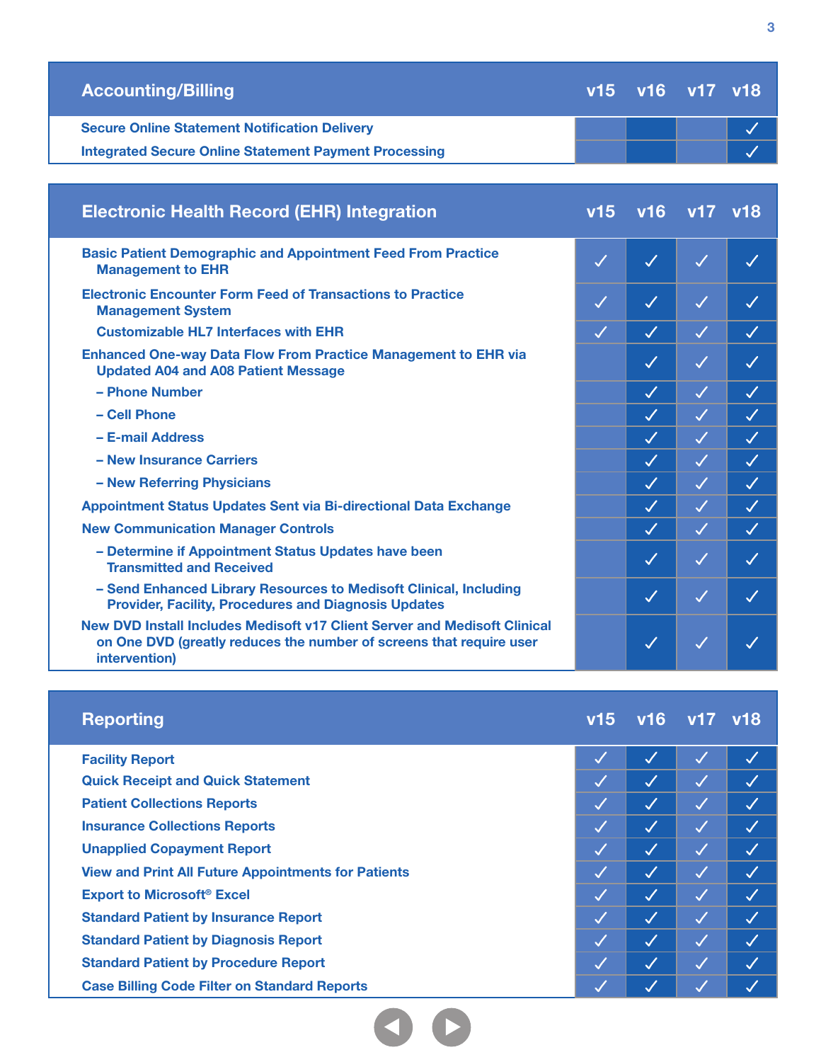| Accounting/Billing | v15 | v16 | v17 | v18 |
|---|---|---|---|---|
| Secure Online Statement Notification Delivery | | | | ✓ |
| Integrated Secure Online Statement Payment Processing | | | | ✓ |

| Electronic Health Record (EHR) Integration | v15 | v16 | v17 | v18 |
|---|---|---|---|---|
| Basic Patient Demographic and Appointment Feed From Practice Management to EHR | ✓ | ✓ | ✓ | ✓ |
| Electronic Encounter Form Feed of Transactions to Practice Management System | ✓ | ✓ | ✓ | ✓ |
| Customizable HL7 Interfaces with EHR | ✓ | ✓ | ✓ | ✓ |
| Enhanced One-way Data Flow From Practice Management to EHR via Updated A04 and A08 Patient Message | | ✓ | ✓ | ✓ |
| – Phone Number | | ✓ | ✓ | ✓ |
| – Cell Phone | | ✓ | ✓ | ✓ |
| – E-mail Address | | ✓ | ✓ | ✓ |
| – New Insurance Carriers | | ✓ | ✓ | ✓ |
| – New Referring Physicians | | ✓ | ✓ | ✓ |
| Appointment Status Updates Sent via Bi-directional Data Exchange | | ✓ | ✓ | ✓ |
| New Communication Manager Controls | | ✓ | ✓ | ✓ |
| – Determine if Appointment Status Updates have been Transmitted and Received | | ✓ | ✓ | ✓ |
| – Send Enhanced Library Resources to Medisoft Clinical, Including Provider, Facility, Procedures and Diagnosis Updates | | ✓ | ✓ | ✓ |
| New DVD Install Includes Medisoft v17 Client Server and Medisoft Clinical on One DVD (greatly reduces the number of screens that require user intervention) | | ✓ | ✓ | ✓ |

| Reporting | v15 | v16 | v17 | v18 |
|---|---|---|---|---|
| Facility Report | ✓ | ✓ | ✓ | ✓ |
| Quick Receipt and Quick Statement | ✓ | ✓ | ✓ | ✓ |
| Patient Collections Reports | ✓ | ✓ | ✓ | ✓ |
| Insurance Collections Reports | ✓ | ✓ | ✓ | ✓ |
| Unapplied Copayment Report | ✓ | ✓ | ✓ | ✓ |
| View and Print All Future Appointments for Patients | ✓ | ✓ | ✓ | ✓ |
| Export to Microsoft® Excel | ✓ | ✓ | ✓ | ✓ |
| Standard Patient by Insurance Report | ✓ | ✓ | ✓ | ✓ |
| Standard Patient by Diagnosis Report | ✓ | ✓ | ✓ | ✓ |
| Standard Patient by Procedure Report | ✓ | ✓ | ✓ | ✓ |
| Case Billing Code Filter on Standard Reports | ✓ | ✓ | ✓ | ✓ |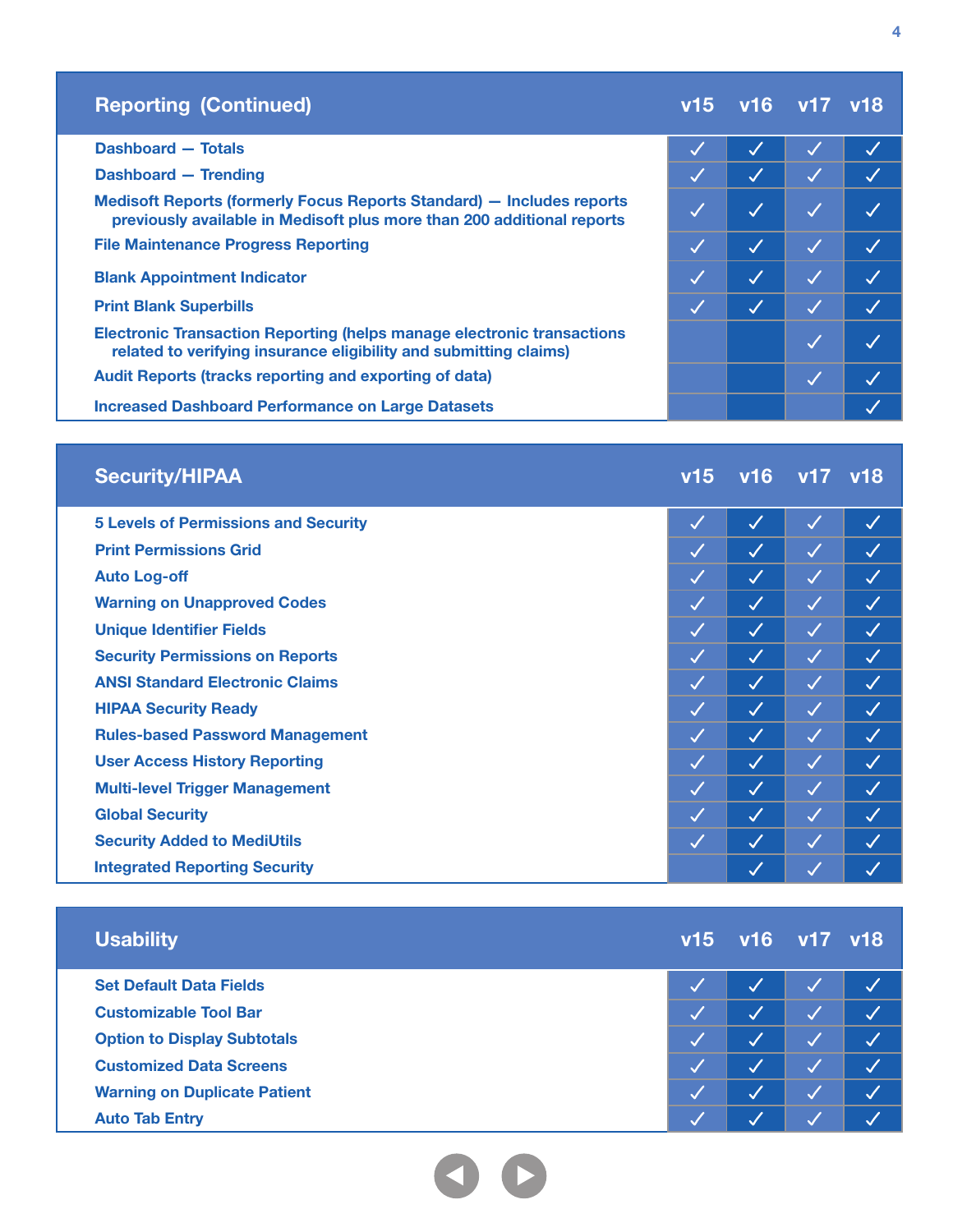| Reporting (Continued) | v15 | v16 | v17 | v18 |
|---|---|---|---|---|
| Dashboard — Totals | ✓ | ✓ | ✓ | ✓ |
| Dashboard — Trending | ✓ | ✓ | ✓ | ✓ |
| Medisoft Reports (formerly Focus Reports Standard) — Includes reports previously available in Medisoft plus more than 200 additional reports | ✓ | ✓ | ✓ | ✓ |
| File Maintenance Progress Reporting | ✓ | ✓ | ✓ | ✓ |
| Blank Appointment Indicator | ✓ | ✓ | ✓ | ✓ |
| Print Blank Superbills | ✓ | ✓ | ✓ | ✓ |
| Electronic Transaction Reporting (helps manage electronic transactions related to verifying insurance eligibility and submitting claims) | | | ✓ | ✓ |
| Audit Reports (tracks reporting and exporting of data) | | | ✓ | ✓ |
| Increased Dashboard Performance on Large Datasets | | | | ✓ |

| Security/HIPAA | v15 | v16 | v17 | v18 |
|---|---|---|---|---|
| 5 Levels of Permissions and Security | ✓ | ✓ | ✓ | ✓ |
| Print Permissions Grid | ✓ | ✓ | ✓ | ✓ |
| Auto Log-off | ✓ | ✓ | ✓ | ✓ |
| Warning on Unapproved Codes | ✓ | ✓ | ✓ | ✓ |
| Unique Identifier Fields | ✓ | ✓ | ✓ | ✓ |
| Security Permissions on Reports | ✓ | ✓ | ✓ | ✓ |
| ANSI Standard Electronic Claims | ✓ | ✓ | ✓ | ✓ |
| HIPAA Security Ready | ✓ | ✓ | ✓ | ✓ |
| Rules-based Password Management | ✓ | ✓ | ✓ | ✓ |
| User Access History Reporting | ✓ | ✓ | ✓ | ✓ |
| Multi-level Trigger Management | ✓ | ✓ | ✓ | ✓ |
| Global Security | ✓ | ✓ | ✓ | ✓ |
| Security Added to MediUtils | ✓ | ✓ | ✓ | ✓ |
| Integrated Reporting Security | | ✓ | ✓ | ✓ |

| Usability | v15 | v16 | v17 | v18 |
|---|---|---|---|---|
| Set Default Data Fields | ✓ | ✓ | ✓ | ✓ |
| Customizable Tool Bar | ✓ | ✓ | ✓ | ✓ |
| Option to Display Subtotals | ✓ | ✓ | ✓ | ✓ |
| Customized Data Screens | ✓ | ✓ | ✓ | ✓ |
| Warning on Duplicate Patient | ✓ | ✓ | ✓ | ✓ |
| Auto Tab Entry | ✓ | ✓ | ✓ | ✓ |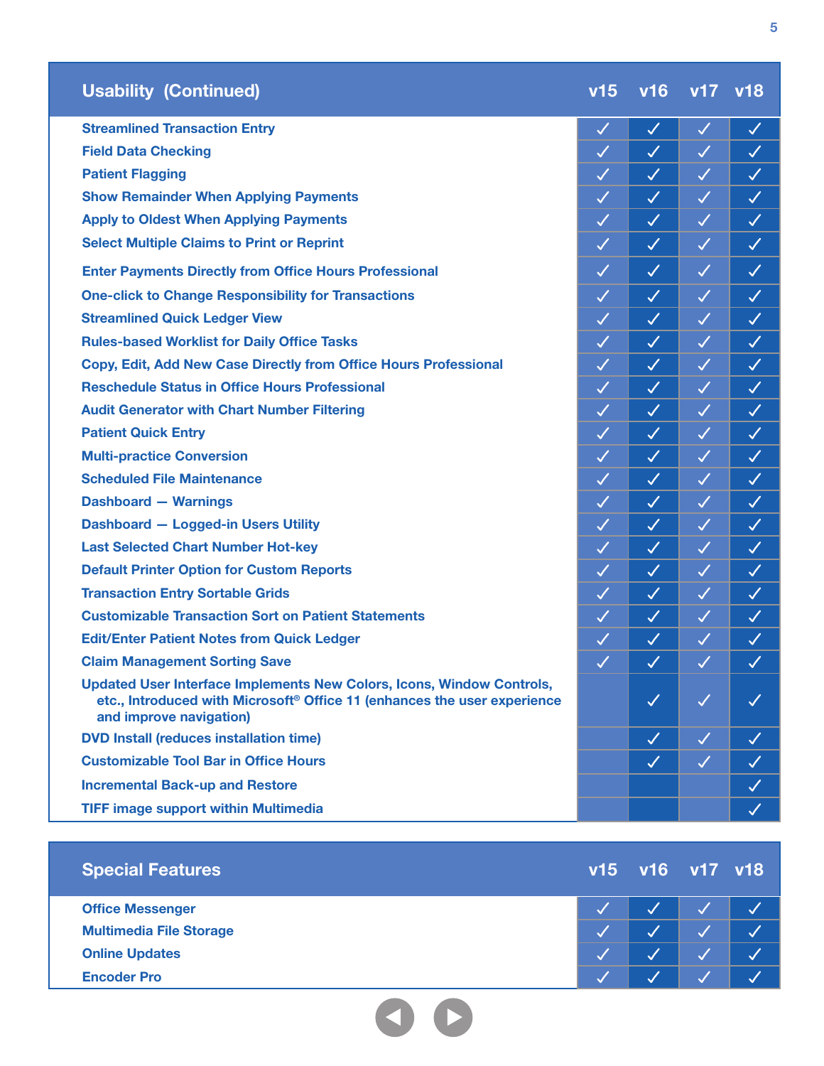| Usability (Continued) | v15 | v16 | v17 | v18 |
|---|---|---|---|---|
| Streamlined Transaction Entry | ✓ | ✓ | ✓ | ✓ |
| Field Data Checking | ✓ | ✓ | ✓ | ✓ |
| Patient Flagging | ✓ | ✓ | ✓ | ✓ |
| Show Remainder When Applying Payments | ✓ | ✓ | ✓ | ✓ |
| Apply to Oldest When Applying Payments | ✓ | ✓ | ✓ | ✓ |
| Select Multiple Claims to Print or Reprint | ✓ | ✓ | ✓ | ✓ |
| Enter Payments Directly from Office Hours Professional | ✓ | ✓ | ✓ | ✓ |
| One-click to Change Responsibility for Transactions | ✓ | ✓ | ✓ | ✓ |
| Streamlined Quick Ledger View | ✓ | ✓ | ✓ | ✓ |
| Rules-based Worklist for Daily Office Tasks | ✓ | ✓ | ✓ | ✓ |
| Copy, Edit, Add New Case Directly from Office Hours Professional | ✓ | ✓ | ✓ | ✓ |
| Reschedule Status in Office Hours Professional | ✓ | ✓ | ✓ | ✓ |
| Audit Generator with Chart Number Filtering | ✓ | ✓ | ✓ | ✓ |
| Patient Quick Entry | ✓ | ✓ | ✓ | ✓ |
| Multi-practice Conversion | ✓ | ✓ | ✓ | ✓ |
| Scheduled File Maintenance | ✓ | ✓ | ✓ | ✓ |
| Dashboard — Warnings | ✓ | ✓ | ✓ | ✓ |
| Dashboard — Logged-in Users Utility | ✓ | ✓ | ✓ | ✓ |
| Last Selected Chart Number Hot-key | ✓ | ✓ | ✓ | ✓ |
| Default Printer Option for Custom Reports | ✓ | ✓ | ✓ | ✓ |
| Transaction Entry Sortable Grids | ✓ | ✓ | ✓ | ✓ |
| Customizable Transaction Sort on Patient Statements | ✓ | ✓ | ✓ | ✓ |
| Edit/Enter Patient Notes from Quick Ledger | ✓ | ✓ | ✓ | ✓ |
| Claim Management Sorting Save | ✓ | ✓ | ✓ | ✓ |
| Updated User Interface Implements New Colors, Icons, Window Controls, etc., Introduced with Microsoft® Office 11 (enhances the user experience and improve navigation) | | ✓ | ✓ | ✓ |
| DVD Install (reduces installation time) | | ✓ | ✓ | ✓ |
| Customizable Tool Bar in Office Hours | | ✓ | ✓ | ✓ |
| Incremental Back-up and Restore | | | | ✓ |
| TIFF image support within Multimedia | | | | ✓ |

| Special Features | v15 | v16 | v17 | v18 |
|---|---|---|---|---|
| Office Messenger | ✓ | ✓ | ✓ | ✓ |
| Multimedia File Storage | ✓ | ✓ | ✓ | ✓ |
| Online Updates | ✓ | ✓ | ✓ | ✓ |
| Encoder Pro | ✓ | ✓ | ✓ | ✓ |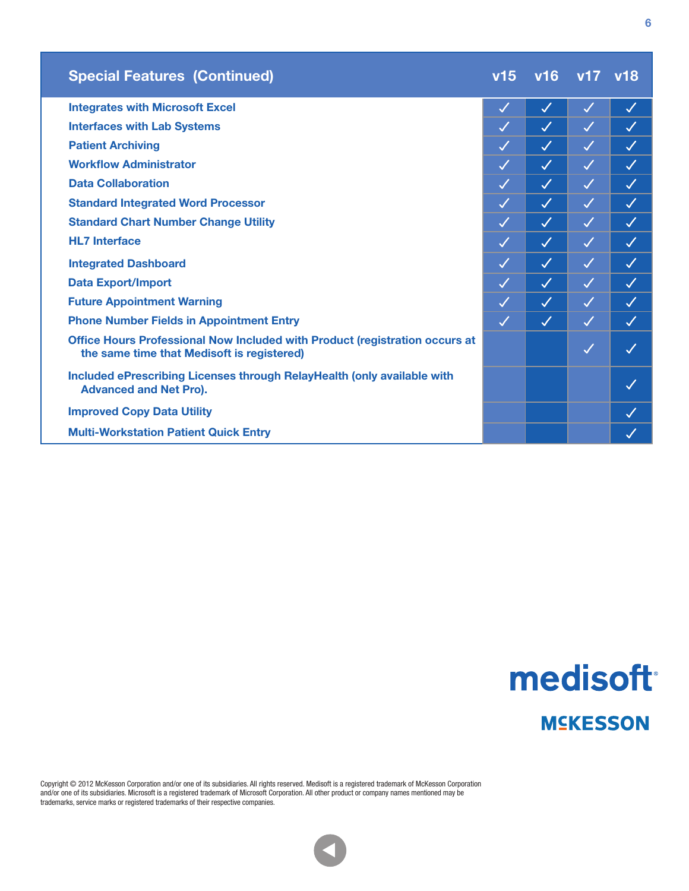| Special Features (Continued) | v15 | v16 | v17 | v18 |
|---|---|---|---|---|
| Integrates with Microsoft Excel | ✓ | ✓ | ✓ | ✓ |
| Interfaces with Lab Systems | ✓ | ✓ | ✓ | ✓ |
| Patient Archiving | ✓ | ✓ | ✓ | ✓ |
| Workflow Administrator | ✓ | ✓ | ✓ | ✓ |
| Data Collaboration | ✓ | ✓ | ✓ | ✓ |
| Standard Integrated Word Processor | ✓ | ✓ | ✓ | ✓ |
| Standard Chart Number Change Utility | ✓ | ✓ | ✓ | ✓ |
| HL7 Interface | ✓ | ✓ | ✓ | ✓ |
| Integrated Dashboard | ✓ | ✓ | ✓ | ✓ |
| Data Export/Import | ✓ | ✓ | ✓ | ✓ |
| Future Appointment Warning | ✓ | ✓ | ✓ | ✓ |
| Phone Number Fields in Appointment Entry | ✓ | ✓ | ✓ | ✓ |
| Office Hours Professional Now Included with Product (registration occurs at the same time that Medisoft is registered) | | | ✓ | ✓ |
| Included ePrescribing Licenses through RelayHealth (only available with Advanced and Net Pro). | | | | ✓ |
| Improved Copy Data Utility | | | | ✓ |
| Multi-Workstation Patient Quick Entry | | | | ✓ |

medisoft®

McKESSON

Copyright © 2012 McKesson Corporation and/or one of its subsidiaries. All rights reserved. Medisoft is a registered trademark of McKesson Corporation and/or one of its subsidiaries. Microsoft is a registered trademark of Microsoft Corporation. All other product or company names mentioned may be trademarks, service marks or registered trademarks of their respective companies.